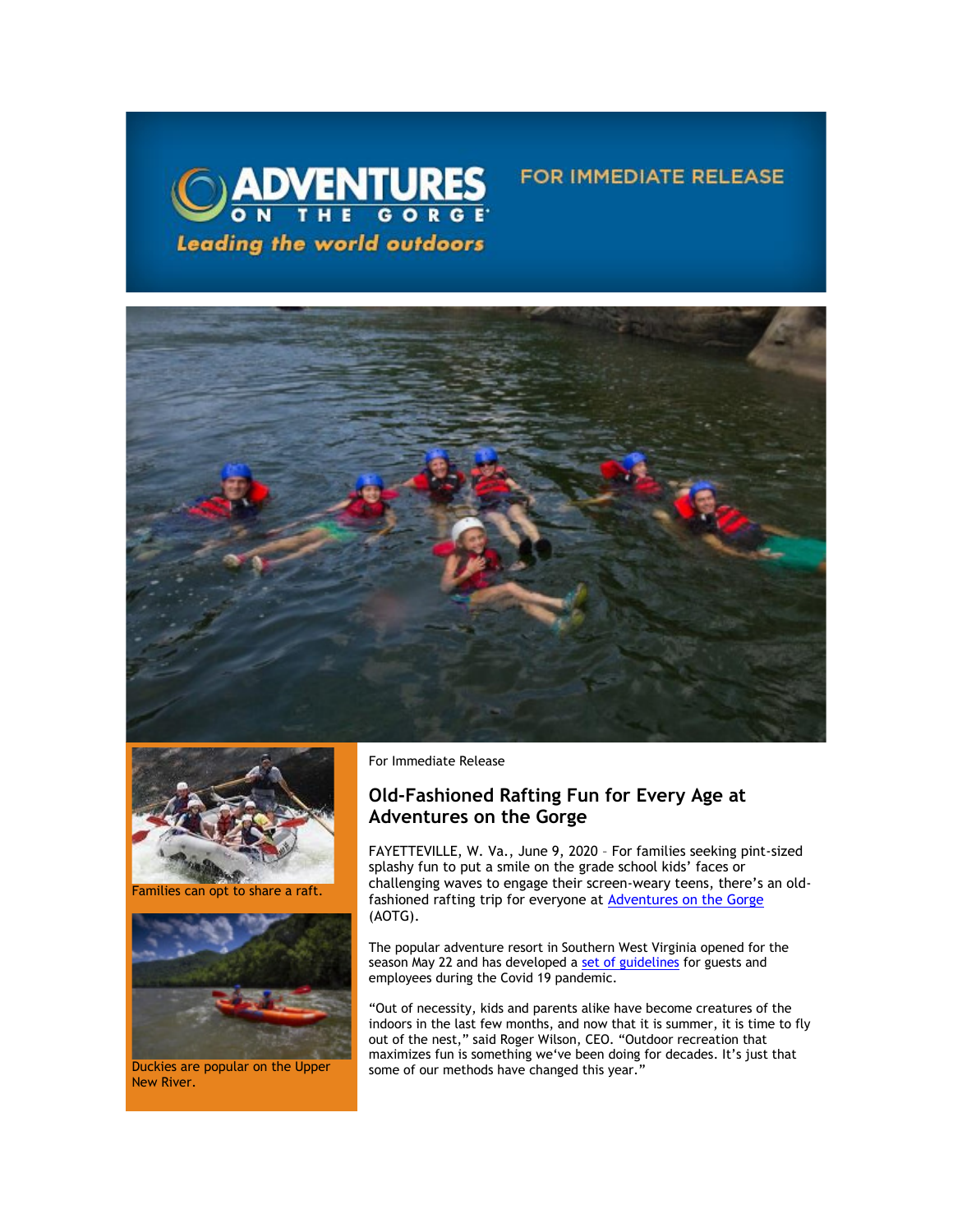ADVENTURES ON THE GORGE

*Leading the world outdoors*

FOR IMMEDIATE RELEASE

Families can opt to share a raft.

Duckies are popular on the Upper New River.

For Immediate Release

## Old-Fashioned Rafting Fun for Every Age at Adventures on the Gorge

FAYETTEVILLE, W. Va., June 9, 2020 – For families seeking pint-sized splashy fun to put a smile on the grade school kids' faces or challenging waves to engage their screen-weary teens, there's an old-fashioned rafting trip for everyone at Adventures on the Gorge (AOTG).

The popular adventure resort in Southern West Virginia opened for the season May 22 and has developed a set of guidelines for guests and employees during the Covid 19 pandemic.

"Out of necessity, kids and parents alike have become creatures of the indoors in the last few months, and now that it is summer, it is time to fly out of the nest," said Roger Wilson, CEO. "Outdoor recreation that maximizes fun is something we've been doing for decades. It's just that some of our methods have changed this year."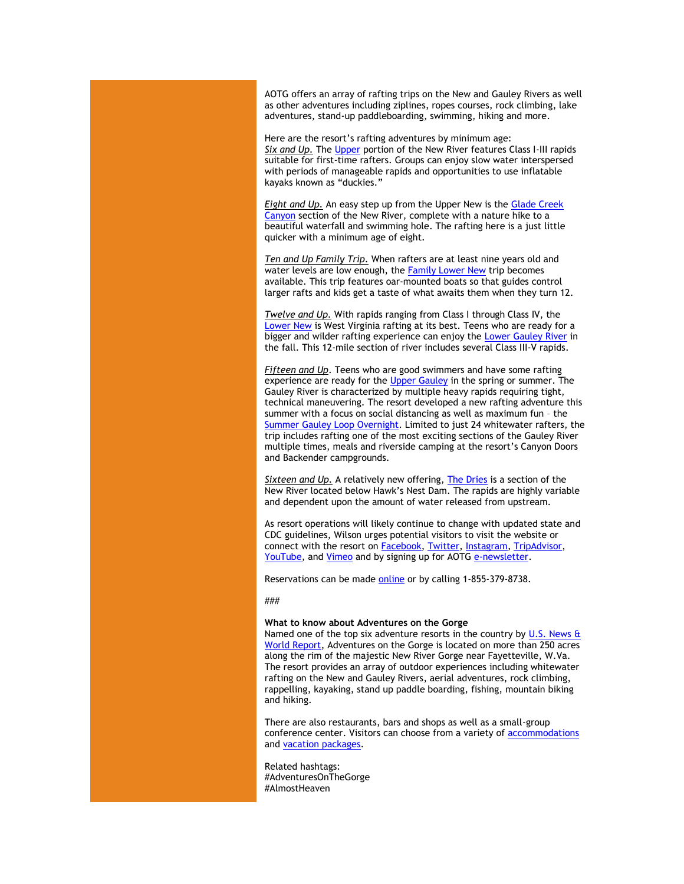AOTG offers an array of rafting trips on the New and Gauley Rivers as well as other adventures including ziplines, ropes courses, rock climbing, lake adventures, stand-up paddleboarding, swimming, hiking and more.

Here are the resort's rafting adventures by minimum age:
*Six and Up.* The Upper portion of the New River features Class I-III rapids suitable for first-time rafters. Groups can enjoy slow water interspersed with periods of manageable rapids and opportunities to use inflatable kayaks known as "duckies."

*Eight and Up.* An easy step up from the Upper New is the Glade Creek Canyon section of the New River, complete with a nature hike to a beautiful waterfall and swimming hole. The rafting here is a just little quicker with a minimum age of eight.

*Ten and Up Family Trip.* When rafters are at least nine years old and water levels are low enough, the Family Lower New trip becomes available. This trip features oar-mounted boats so that guides control larger rafts and kids get a taste of what awaits them when they turn 12.

*Twelve and Up.* With rapids ranging from Class I through Class IV, the Lower New is West Virginia rafting at its best. Teens who are ready for a bigger and wilder rafting experience can enjoy the Lower Gauley River in the fall. This 12-mile section of river includes several Class III-V rapids.

*Fifteen and Up*. Teens who are good swimmers and have some rafting experience are ready for the Upper Gauley in the spring or summer. The Gauley River is characterized by multiple heavy rapids requiring tight, technical maneuvering. The resort developed a new rafting adventure this summer with a focus on social distancing as well as maximum fun – the Summer Gauley Loop Overnight. Limited to just 24 whitewater rafters, the trip includes rafting one of the most exciting sections of the Gauley River multiple times, meals and riverside camping at the resort's Canyon Doors and Backender campgrounds.

*Sixteen and Up.* A relatively new offering, The Dries is a section of the New River located below Hawk's Nest Dam. The rapids are highly variable and dependent upon the amount of water released from upstream.

As resort operations will likely continue to change with updated state and CDC guidelines, Wilson urges potential visitors to visit the website or connect with the resort on Facebook, Twitter, Instagram, TripAdvisor, YouTube, and Vimeo and by signing up for AOTG e-newsletter.

Reservations can be made online or by calling 1-855-379-8738.

###

**What to know about Adventures on the Gorge**
Named one of the top six adventure resorts in the country by U.S. News & World Report, Adventures on the Gorge is located on more than 250 acres along the rim of the majestic New River Gorge near Fayetteville, W.Va. The resort provides an array of outdoor experiences including whitewater rafting on the New and Gauley Rivers, aerial adventures, rock climbing, rappelling, kayaking, stand up paddle boarding, fishing, mountain biking and hiking.

There are also restaurants, bars and shops as well as a small-group conference center. Visitors can choose from a variety of accommodations and vacation packages.

Related hashtags:
#AdventuresOnTheGorge
#AlmostHeaven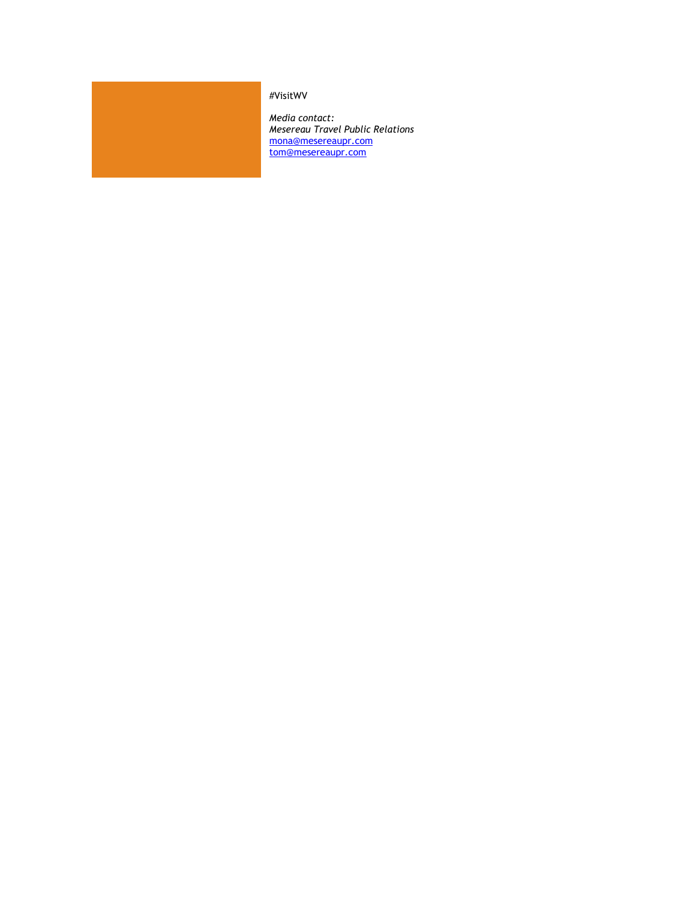#VisitWV

*Media contact:*
*Mesereau Travel Public Relations*
[mona@mesereaupr.com](mailto:mona@mesereaupr.com)
[tom@mesereaupr.com](mailto:tom@mesereaupr.com)